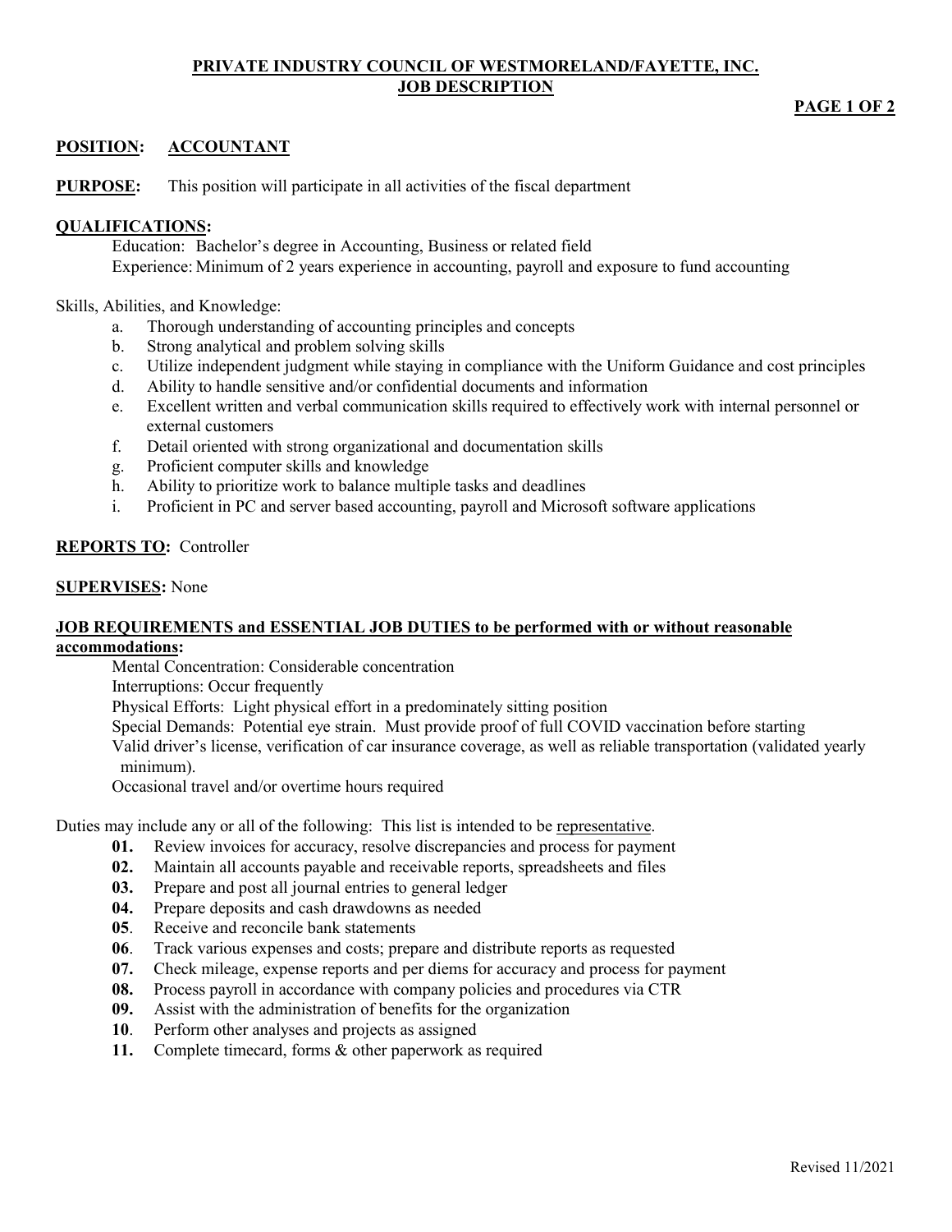# PRIVATE INDUSTRY COUNCIL OF WESTMORELAND/FAYETTE, INC.
## JOB DESCRIPTION

**POSITION: ACCOUNTANT**

**PURPOSE:** This position will participate in all activities of the fiscal department

**QUALIFICATIONS:**

Education: Bachelor's degree in Accounting, Business or related field
Experience: Minimum of 2 years experience in accounting, payroll and exposure to fund accounting

Skills, Abilities, and Knowledge:

a. Thorough understanding of accounting principles and concepts
b. Strong analytical and problem solving skills
c. Utilize independent judgment while staying in compliance with the Uniform Guidance and cost principles
d. Ability to handle sensitive and/or confidential documents and information
e. Excellent written and verbal communication skills required to effectively work with internal personnel or external customers
f. Detail oriented with strong organizational and documentation skills
g. Proficient computer skills and knowledge
h. Ability to prioritize work to balance multiple tasks and deadlines
i. Proficient in PC and server based accounting, payroll and Microsoft software applications

**REPORTS TO:** Controller

**SUPERVISES:** None

**JOB REQUIREMENTS and ESSENTIAL JOB DUTIES to be performed with or without reasonable accommodations:**

Mental Concentration: Considerable concentration
Interruptions: Occur frequently
Physical Efforts: Light physical effort in a predominately sitting position
Special Demands: Potential eye strain. Must provide proof of full COVID vaccination before starting
Valid driver's license, verification of car insurance coverage, as well as reliable transportation (validated yearly minimum).
Occasional travel and/or overtime hours required

Duties may include any or all of the following: This list is intended to be representative.

**01.** Review invoices for accuracy, resolve discrepancies and process for payment
**02.** Maintain all accounts payable and receivable reports, spreadsheets and files
**03.** Prepare and post all journal entries to general ledger
**04.** Prepare deposits and cash drawdowns as needed
**05**. Receive and reconcile bank statements
**06**. Track various expenses and costs; prepare and distribute reports as requested
**07.** Check mileage, expense reports and per diems for accuracy and process for payment
**08.** Process payroll in accordance with company policies and procedures via CTR
**09.** Assist with the administration of benefits for the organization
**10**. Perform other analyses and projects as assigned
**11.** Complete timecard, forms & other paperwork as required

Revised 11/2021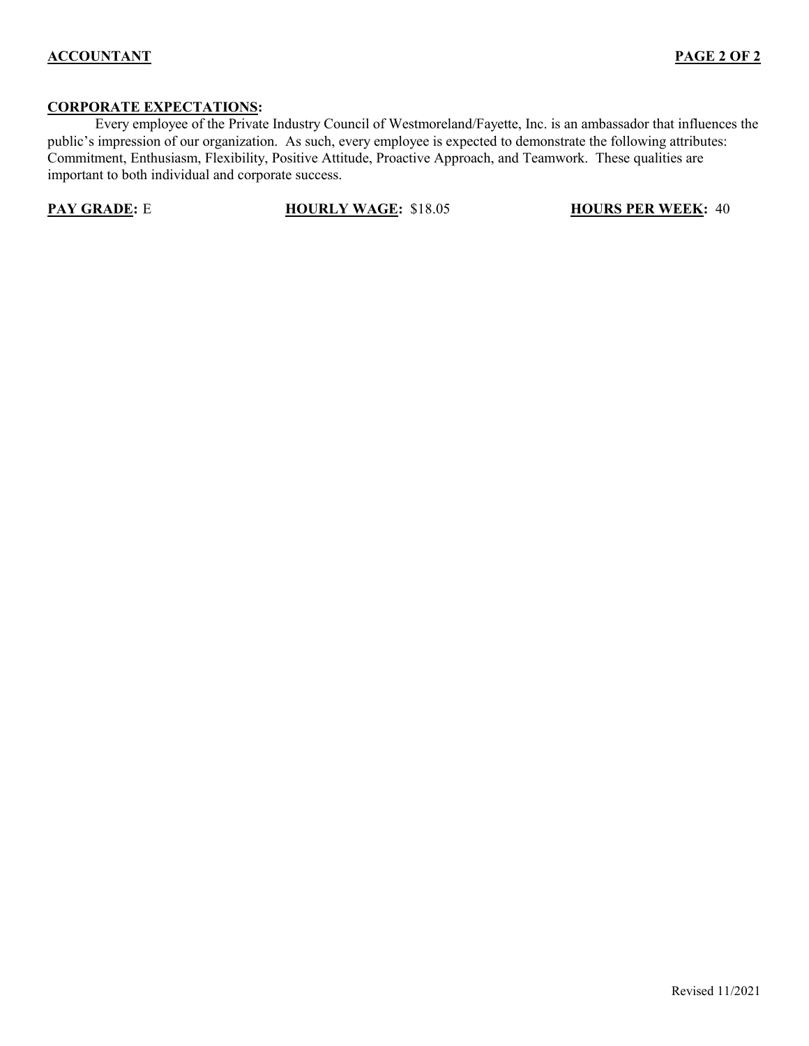**CORPORATE EXPECTATIONS:**

Every employee of the Private Industry Council of Westmoreland/Fayette, Inc. is an ambassador that influences the public's impression of our organization. As such, every employee is expected to demonstrate the following attributes: Commitment, Enthusiasm, Flexibility, Positive Attitude, Proactive Approach, and Teamwork. These qualities are important to both individual and corporate success.

**PAY GRADE:** E **HOURLY WAGE:** $18.05 **HOURS PER WEEK:** 40

Revised 11/2021